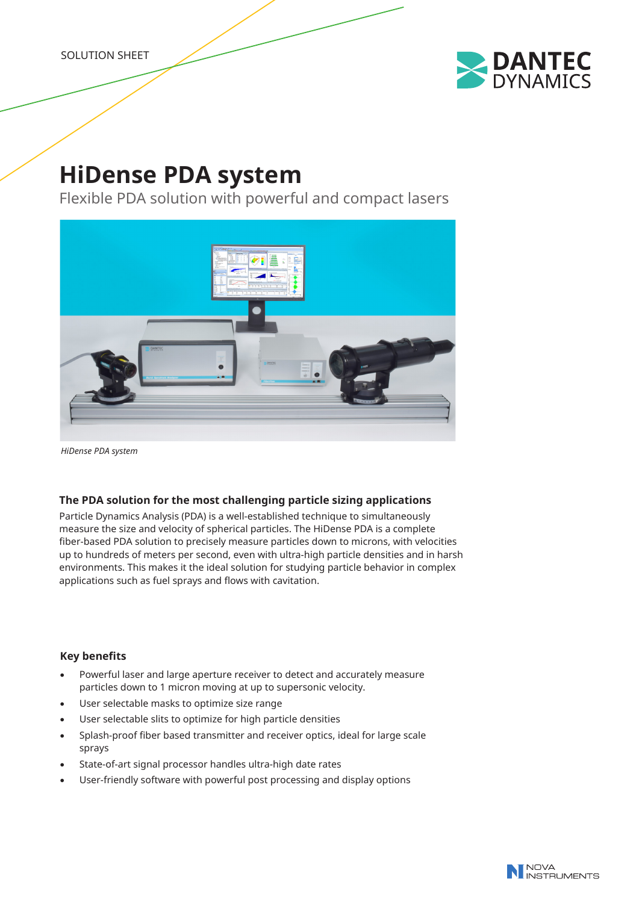SOLUTION SHEET

# HiDense PDA system

Flexible PDA solution with powerful and compact lasers

*HiDense PDA system*

## The PDA solution for the most challenging particle sizing applications

Particle Dynamics Analysis (PDA) is a well-established technique to simultaneously measure the size and velocity of spherical particles. The HiDense PDA is a complete fiber-based PDA solution to precisely measure particles down to microns, with velocities up to hundreds of meters per second, even with ultra-high particle densities and in harsh environments. This makes it the ideal solution for studying particle behavior in complex applications such as fuel sprays and flows with cavitation.

## Key benefits

- Powerful laser and large aperture receiver to detect and accurately measure particles down to 1 micron moving at up to supersonic velocity.
- User selectable masks to optimize size range
- User selectable slits to optimize for high particle densities
- Splash-proof fiber based transmitter and receiver optics, ideal for large scale sprays
- State-of-art signal processor handles ultra-high date rates
- User-friendly software with powerful post processing and display options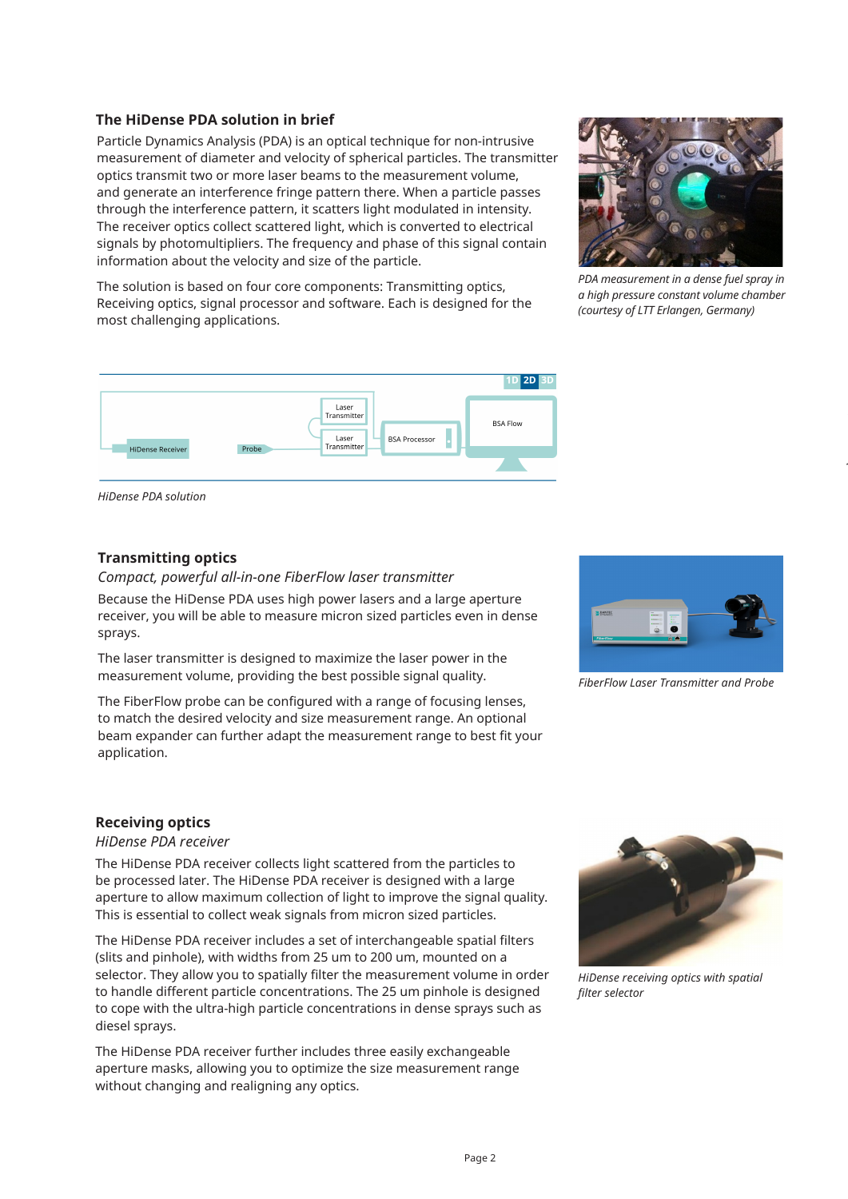## The HiDense PDA solution in brief

Particle Dynamics Analysis (PDA) is an optical technique for non-intrusive measurement of diameter and velocity of spherical particles. The transmitter optics transmit two or more laser beams to the measurement volume, and generate an interference fringe pattern there. When a particle passes through the interference pattern, it scatters light modulated in intensity. The receiver optics collect scattered light, which is converted to electrical signals by photomultipliers. The frequency and phase of this signal contain information about the velocity and size of the particle.

The solution is based on four core components: Transmitting optics, Receiving optics, signal processor and software. Each is designed for the most challenging applications.

*PDA measurement in a dense fuel spray in a high pressure constant volume chamber (courtesy of LTT Erlangen, Germany)*

*HiDense PDA solution*

## Transmitting optics

*Compact, powerful all-in-one FiberFlow laser transmitter*

Because the HiDense PDA uses high power lasers and a large aperture receiver, you will be able to measure micron sized particles even in dense sprays.

The laser transmitter is designed to maximize the laser power in the measurement volume, providing the best possible signal quality.

The FiberFlow probe can be configured with a range of focusing lenses, to match the desired velocity and size measurement range. An optional beam expander can further adapt the measurement range to best fit your application.

*FiberFlow Laser Transmitter and Probe*

## Receiving optics

*HiDense PDA receiver*

The HiDense PDA receiver collects light scattered from the particles to be processed later. The HiDense PDA receiver is designed with a large aperture to allow maximum collection of light to improve the signal quality. This is essential to collect weak signals from micron sized particles.

The HiDense PDA receiver includes a set of interchangeable spatial filters (slits and pinhole), with widths from 25 um to 200 um, mounted on a selector. They allow you to spatially filter the measurement volume in order to handle different particle concentrations. The 25 um pinhole is designed to cope with the ultra-high particle concentrations in dense sprays such as diesel sprays.

The HiDense PDA receiver further includes three easily exchangeable aperture masks, allowing you to optimize the size measurement range without changing and realigning any optics.

*HiDense receiving optics with spatial filter selector*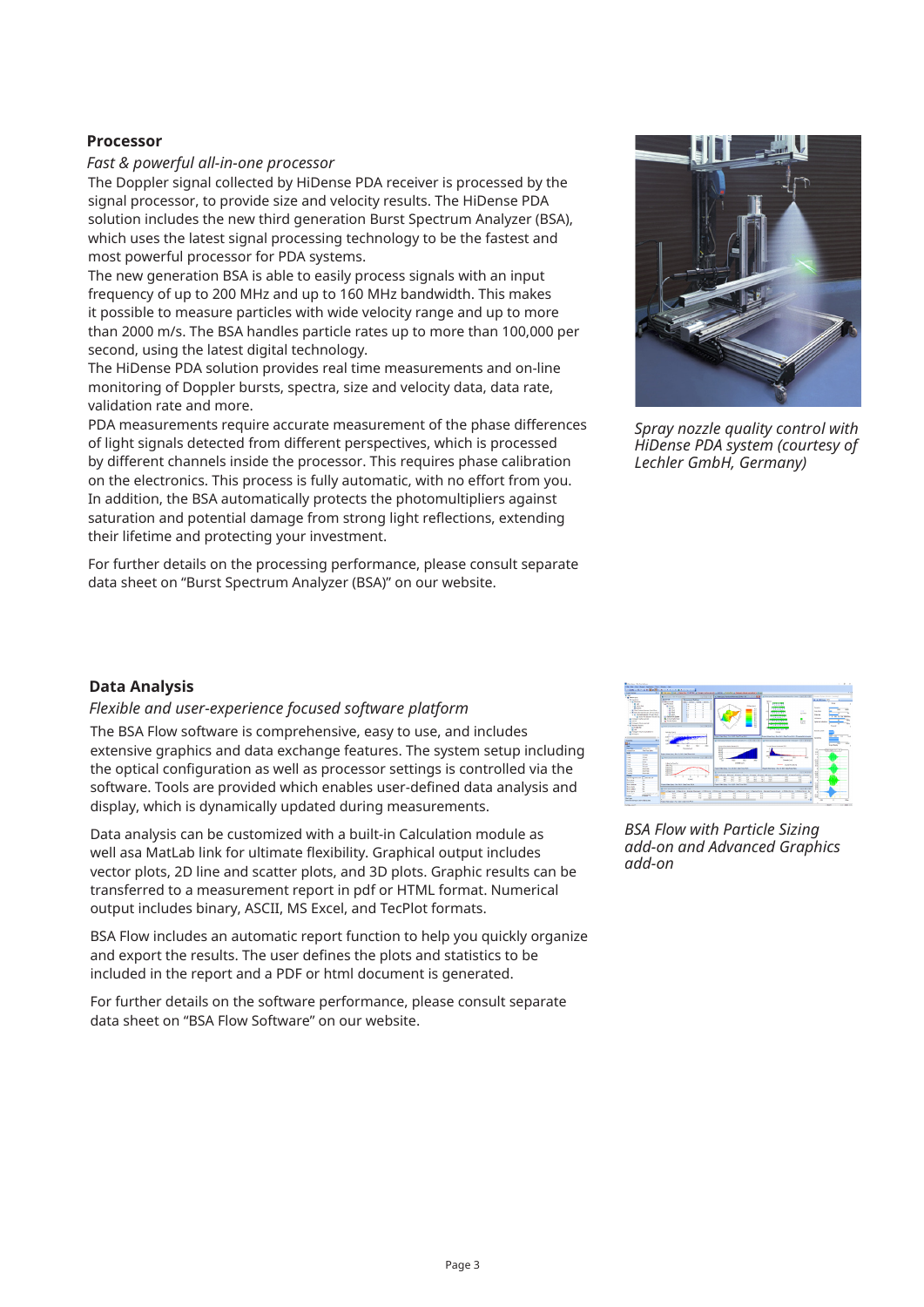## Processor

*Fast & powerful all-in-one processor*

The Doppler signal collected by HiDense PDA receiver is processed by the signal processor, to provide size and velocity results. The HiDense PDA solution includes the new third generation Burst Spectrum Analyzer (BSA), which uses the latest signal processing technology to be the fastest and most powerful processor for PDA systems.

The new generation BSA is able to easily process signals with an input frequency of up to 200 MHz and up to 160 MHz bandwidth. This makes it possible to measure particles with wide velocity range and up to more than 2000 m/s. The BSA handles particle rates up to more than 100,000 per second, using the latest digital technology.

The HiDense PDA solution provides real time measurements and on-line monitoring of Doppler bursts, spectra, size and velocity data, data rate, validation rate and more.

PDA measurements require accurate measurement of the phase differences of light signals detected from different perspectives, which is processed by different channels inside the processor. This requires phase calibration on the electronics. This process is fully automatic, with no effort from you. In addition, the BSA automatically protects the photomultipliers against saturation and potential damage from strong light reflections, extending their lifetime and protecting your investment.

For further details on the processing performance, please consult separate data sheet on "Burst Spectrum Analyzer (BSA)" on our website.

*Spray nozzle quality control with HiDense PDA system (courtesy of Lechler GmbH, Germany)*

## Data Analysis

*Flexible and user-experience focused software platform*

The BSA Flow software is comprehensive, easy to use, and includes extensive graphics and data exchange features. The system setup including the optical configuration as well as processor settings is controlled via the software. Tools are provided which enables user-defined data analysis and display, which is dynamically updated during measurements.

Data analysis can be customized with a built-in Calculation module as well asa MatLab link for ultimate flexibility. Graphical output includes vector plots, 2D line and scatter plots, and 3D plots. Graphic results can be transferred to a measurement report in pdf or HTML format. Numerical output includes binary, ASCII, MS Excel, and TecPlot formats.

BSA Flow includes an automatic report function to help you quickly organize and export the results. The user defines the plots and statistics to be included in the report and a PDF or html document is generated.

For further details on the software performance, please consult separate data sheet on "BSA Flow Software" on our website.

*BSA Flow with Particle Sizing add-on and Advanced Graphics add-on*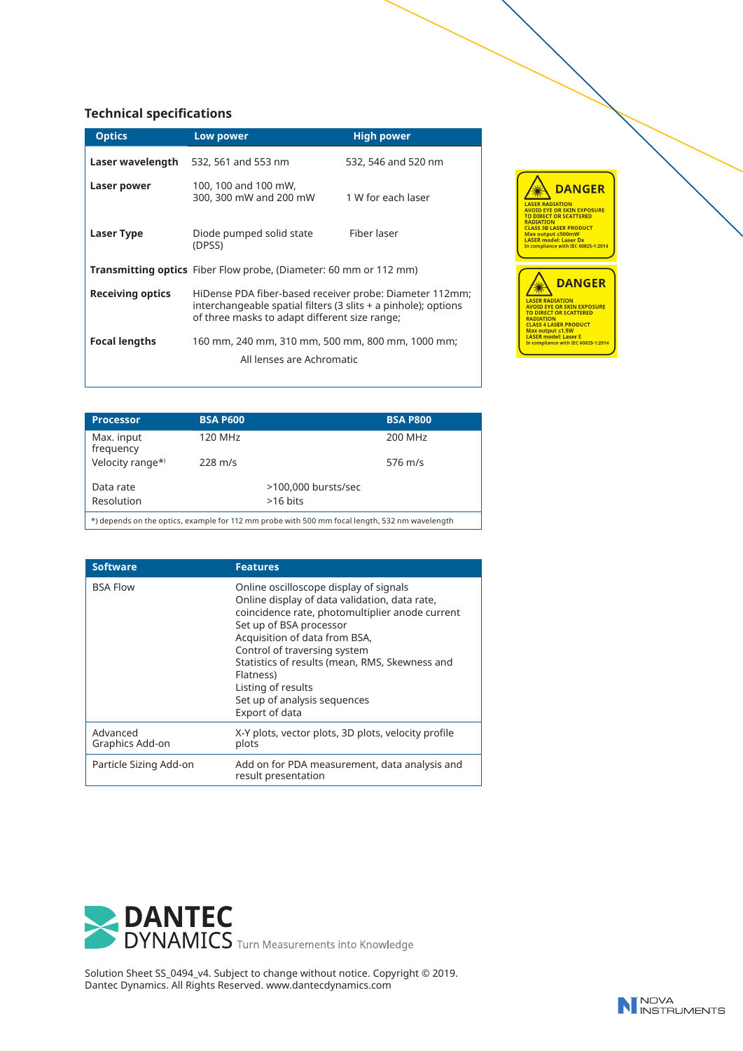## Technical specifications

| Optics | Low power | High power |
|---|---|---|
| **Laser wavelength** | 532, 561 and 553 nm | 532, 546 and 520 nm |
| **Laser power** | 100, 100 and 100 mW, 300, 300 mW and 200 mW | 1 W for each laser |
| **Laser Type** | Diode pumped solid state (DPSS) | Fiber laser |
| **Transmitting optics** | Fiber Flow probe, (Diameter: 60 mm or 112 mm) | |
| **Receiving optics** | HiDense PDA fiber-based receiver probe: Diameter 112mm; interchangeable spatial filters (3 slits + a pinhole); options of three masks to adapt different size range; | |
| **Focal lengths** | 160 mm, 240 mm, 310 mm, 500 mm, 800 mm, 1000 mm; All lenses are Achromatic | |

DANGER
LASER RADIATION
AVOID EYE OR SKIN EXPOSURE TO DIRECT OR SCATTERED RADIATION
CLASS 3B LASER PRODUCT
Max output ≤500mW
LASER model: Laser Dx
In compliance with IEC 60825-1:2014

DANGER
LASER RADIATION
AVOID EYE OR SKIN EXPOSURE TO DIRECT OR SCATTERED RADIATION
CLASS 4 LASER PRODUCT
Max output ≤1.5W
LASER model: Laser E
In compliance with IEC 60825-1:2014

| Processor | BSA P600 | BSA P800 |
|---|---|---|
| Max. input frequency | 120 MHz | 200 MHz |
| Velocity range*) | 228 m/s | 576 m/s |
| Data rate | >100,000 bursts/sec | |
| Resolution | >16 bits | |

*) depends on the optics, example for 112 mm probe with 500 mm focal length, 532 nm wavelength

| Software | Features |
|---|---|
| BSA Flow | Online oscilloscope display of signals<br>Online display of data validation, data rate, coincidence rate, photomultiplier anode current<br>Set up of BSA processor<br>Acquisition of data from BSA,<br>Control of traversing system<br>Statistics of results (mean, RMS, Skewness and Flatness)<br>Listing of results<br>Set up of analysis sequences<br>Export of data |
| Advanced Graphics Add-on | X-Y plots, vector plots, 3D plots, velocity profile plots |
| Particle Sizing Add-on | Add on for PDA measurement, data analysis and result presentation |

DANTEC DYNAMICS Turn Measurements into Knowledge

Solution Sheet SS_0494_v4. Subject to change without notice. Copyright © 2019.
Dantec Dynamics. All Rights Reserved. www.dantecdynamics.com

NOVA INSTRUMENTS